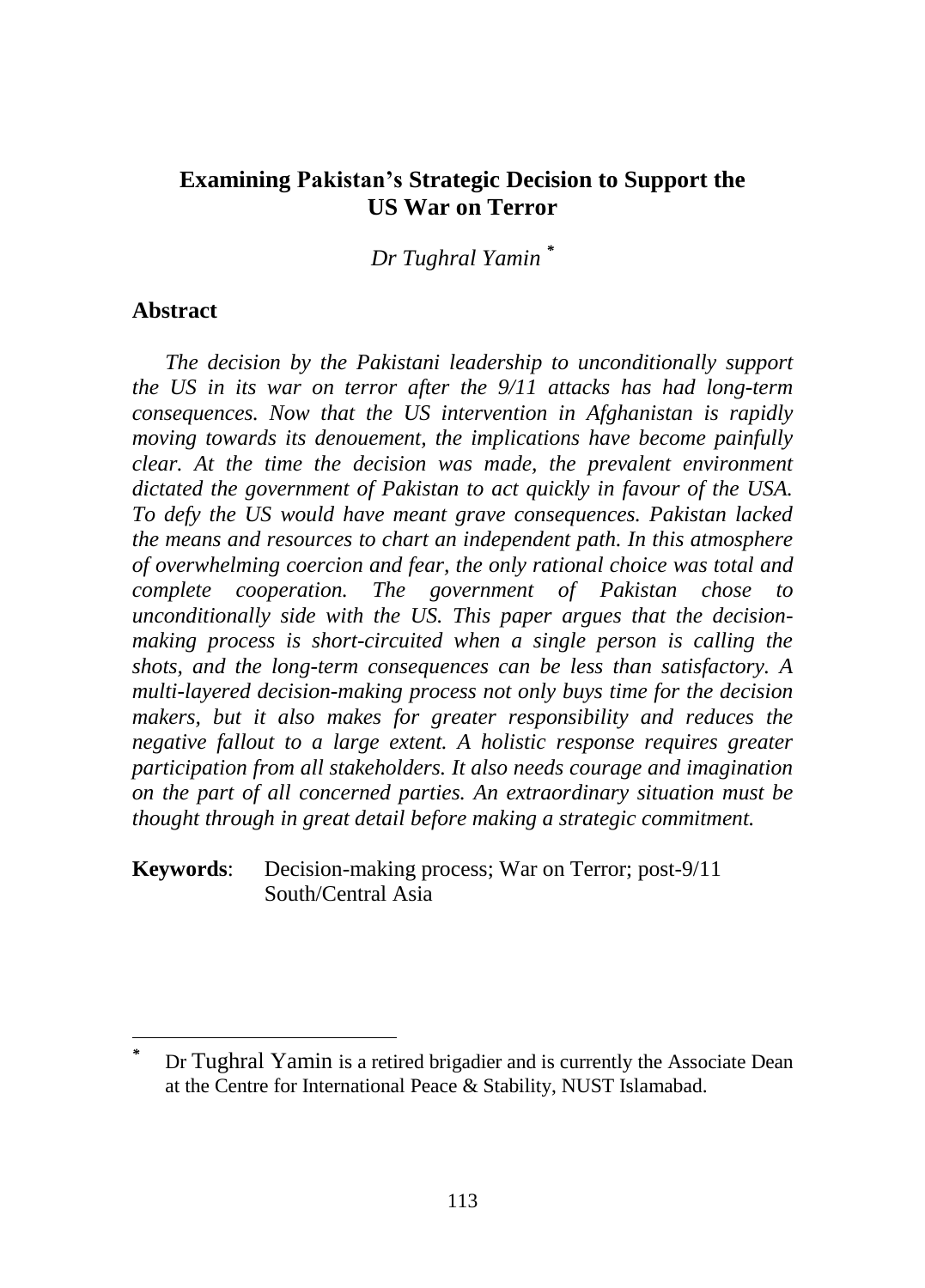# Examining Pakistan's Strategic Decision to Support the US War on Terror

*Dr Tughral Yamin* [*]

## Abstract

*The decision by the Pakistani leadership to unconditionally support the US in its war on terror after the 9/11 attacks has had long-term consequences. Now that the US intervention in Afghanistan is rapidly moving towards its denouement, the implications have become painfully clear. At the time the decision was made, the prevalent environment dictated the government of Pakistan to act quickly in favour of the USA. To defy the US would have meant grave consequences. Pakistan lacked the means and resources to chart an independent path. In this atmosphere of overwhelming coercion and fear, the only rational choice was total and complete cooperation. The government of Pakistan chose to unconditionally side with the US. This paper argues that the decision-making process is short-circuited when a single person is calling the shots, and the long-term consequences can be less than satisfactory. A multi-layered decision-making process not only buys time for the decision makers, but it also makes for greater responsibility and reduces the negative fallout to a large extent. A holistic response requires greater participation from all stakeholders. It also needs courage and imagination on the part of all concerned parties. An extraordinary situation must be thought through in great detail before making a strategic commitment.*

**Keywords**: Decision-making process; War on Terror; post-9/11 South/Central Asia

---

[*] Dr Tughral Yamin is a retired brigadier and is currently the Associate Dean at the Centre for International Peace & Stability, NUST Islamabad.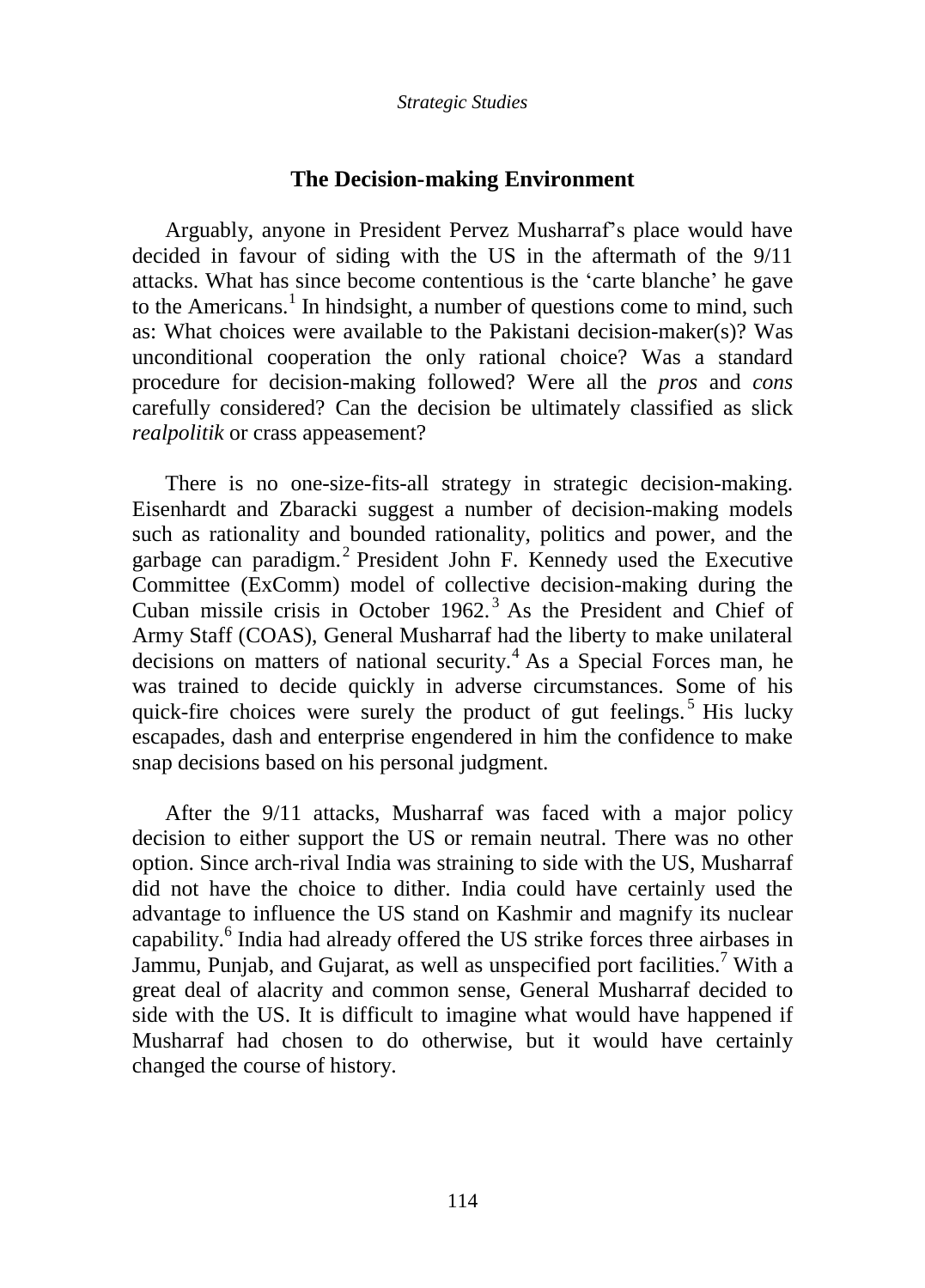## The Decision-making Environment

Arguably, anyone in President Pervez Musharraf's place would have decided in favour of siding with the US in the aftermath of the 9/11 attacks. What has since become contentious is the 'carte blanche' he gave to the Americans.[1] In hindsight, a number of questions come to mind, such as: What choices were available to the Pakistani decision-maker(s)? Was unconditional cooperation the only rational choice? Was a standard procedure for decision-making followed? Were all the *pros* and *cons* carefully considered? Can the decision be ultimately classified as slick *realpolitik* or crass appeasement?

There is no one-size-fits-all strategy in strategic decision-making. Eisenhardt and Zbaracki suggest a number of decision-making models such as rationality and bounded rationality, politics and power, and the garbage can paradigm.[2] President John F. Kennedy used the Executive Committee (ExComm) model of collective decision-making during the Cuban missile crisis in October 1962.[3] As the President and Chief of Army Staff (COAS), General Musharraf had the liberty to make unilateral decisions on matters of national security.[4] As a Special Forces man, he was trained to decide quickly in adverse circumstances. Some of his quick-fire choices were surely the product of gut feelings.[5] His lucky escapades, dash and enterprise engendered in him the confidence to make snap decisions based on his personal judgment.

After the 9/11 attacks, Musharraf was faced with a major policy decision to either support the US or remain neutral. There was no other option. Since arch-rival India was straining to side with the US, Musharraf did not have the choice to dither. India could have certainly used the advantage to influence the US stand on Kashmir and magnify its nuclear capability.[6] India had already offered the US strike forces three airbases in Jammu, Punjab, and Gujarat, as well as unspecified port facilities.[7] With a great deal of alacrity and common sense, General Musharraf decided to side with the US. It is difficult to imagine what would have happened if Musharraf had chosen to do otherwise, but it would have certainly changed the course of history.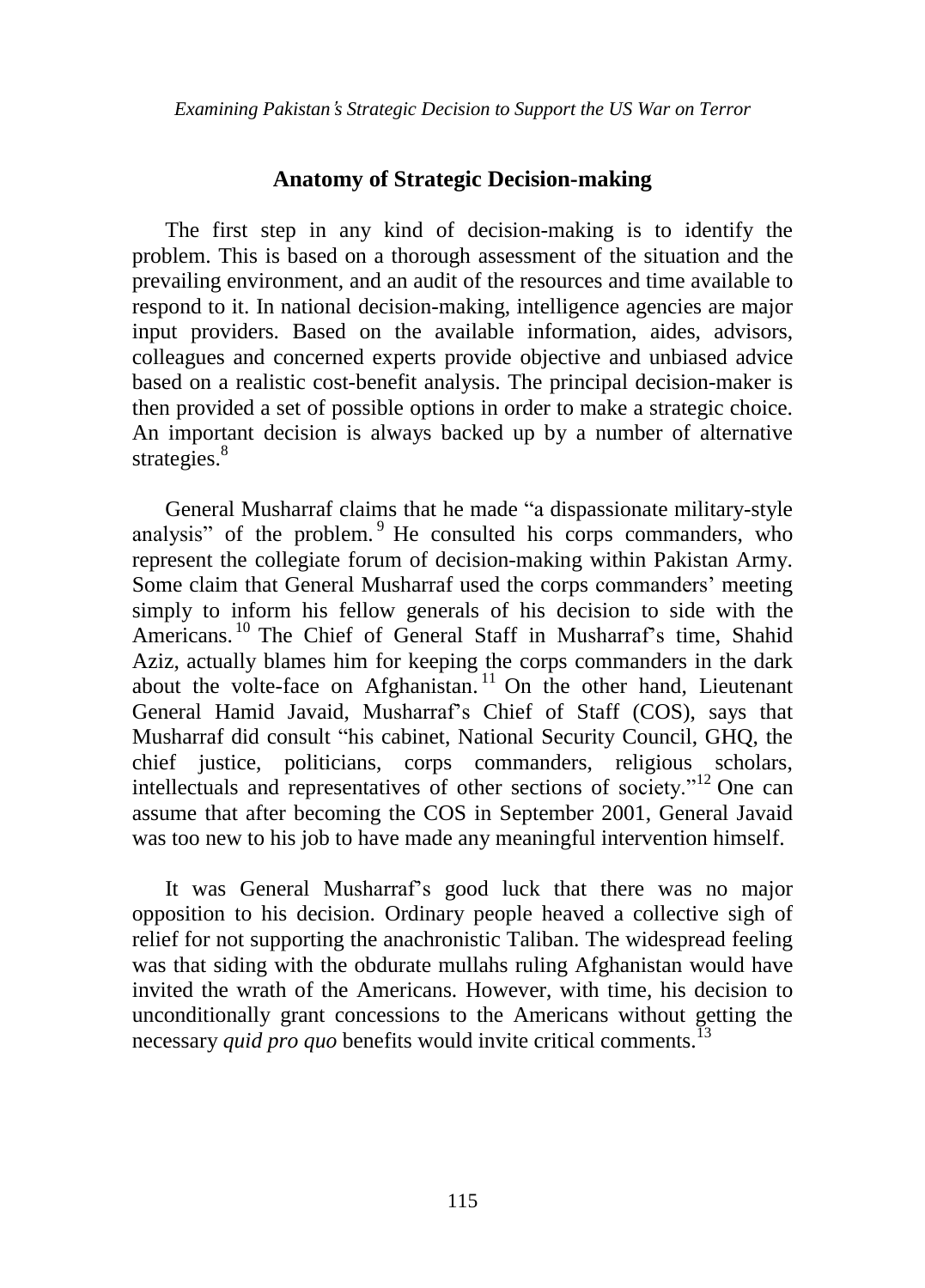## Anatomy of Strategic Decision-making

The first step in any kind of decision-making is to identify the problem. This is based on a thorough assessment of the situation and the prevailing environment, and an audit of the resources and time available to respond to it. In national decision-making, intelligence agencies are major input providers. Based on the available information, aides, advisors, colleagues and concerned experts provide objective and unbiased advice based on a realistic cost-benefit analysis. The principal decision-maker is then provided a set of possible options in order to make a strategic choice. An important decision is always backed up by a number of alternative strategies.[8]

General Musharraf claims that he made "a dispassionate military-style analysis" of the problem.[9] He consulted his corps commanders, who represent the collegiate forum of decision-making within Pakistan Army. Some claim that General Musharraf used the corps commanders' meeting simply to inform his fellow generals of his decision to side with the Americans.[10] The Chief of General Staff in Musharraf's time, Shahid Aziz, actually blames him for keeping the corps commanders in the dark about the volte-face on Afghanistan.[11] On the other hand, Lieutenant General Hamid Javaid, Musharraf's Chief of Staff (COS), says that Musharraf did consult "his cabinet, National Security Council, GHQ, the chief justice, politicians, corps commanders, religious scholars, intellectuals and representatives of other sections of society."[12] One can assume that after becoming the COS in September 2001, General Javaid was too new to his job to have made any meaningful intervention himself.

It was General Musharraf's good luck that there was no major opposition to his decision. Ordinary people heaved a collective sigh of relief for not supporting the anachronistic Taliban. The widespread feeling was that siding with the obdurate mullahs ruling Afghanistan would have invited the wrath of the Americans. However, with time, his decision to unconditionally grant concessions to the Americans without getting the necessary *quid pro quo* benefits would invite critical comments.[13]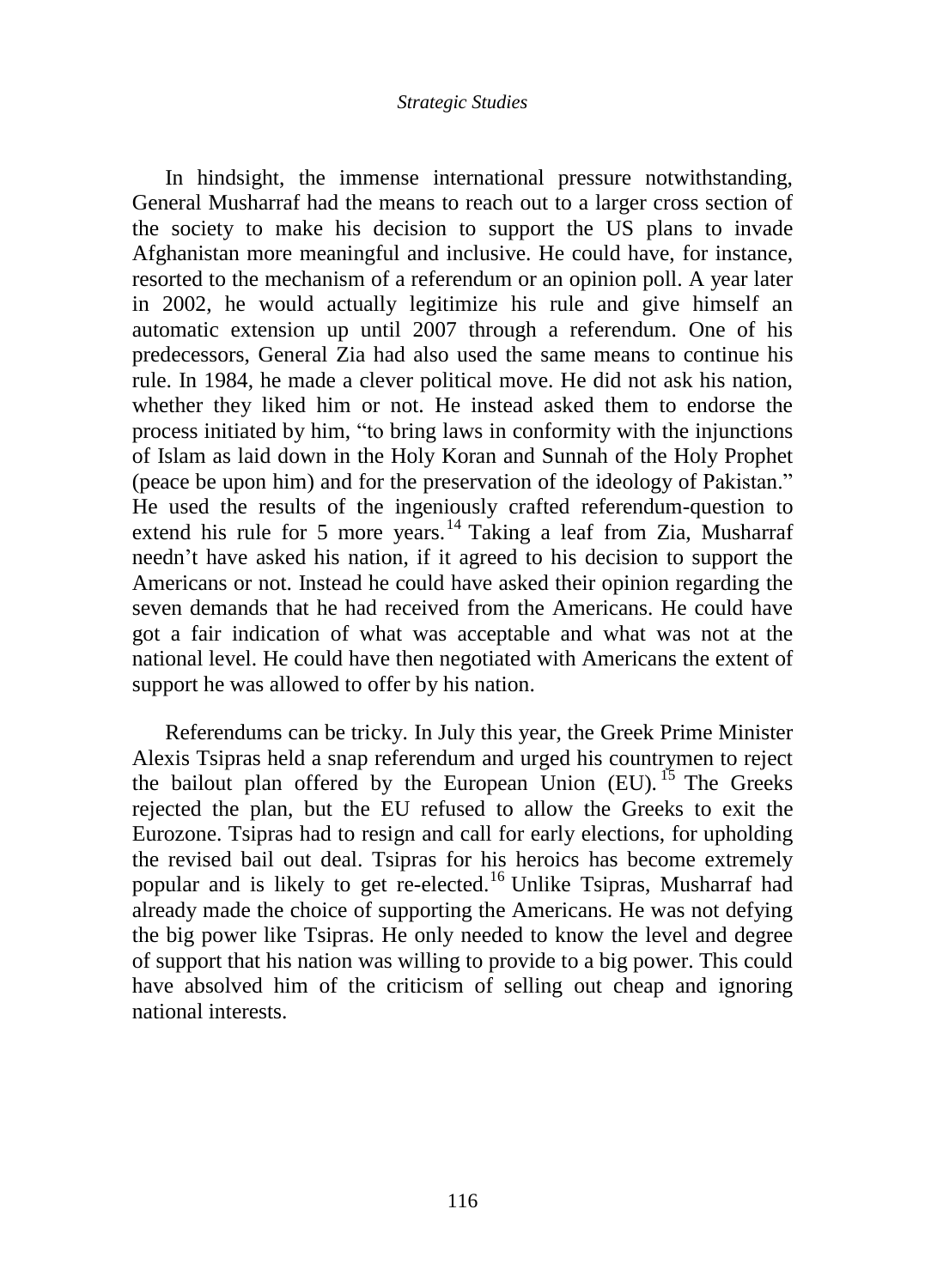In hindsight, the immense international pressure notwithstanding, General Musharraf had the means to reach out to a larger cross section of the society to make his decision to support the US plans to invade Afghanistan more meaningful and inclusive. He could have, for instance, resorted to the mechanism of a referendum or an opinion poll. A year later in 2002, he would actually legitimize his rule and give himself an automatic extension up until 2007 through a referendum. One of his predecessors, General Zia had also used the same means to continue his rule. In 1984, he made a clever political move. He did not ask his nation, whether they liked him or not. He instead asked them to endorse the process initiated by him, "to bring laws in conformity with the injunctions of Islam as laid down in the Holy Koran and Sunnah of the Holy Prophet (peace be upon him) and for the preservation of the ideology of Pakistan." He used the results of the ingeniously crafted referendum-question to extend his rule for 5 more years.[14] Taking a leaf from Zia, Musharraf needn't have asked his nation, if it agreed to his decision to support the Americans or not. Instead he could have asked their opinion regarding the seven demands that he had received from the Americans. He could have got a fair indication of what was acceptable and what was not at the national level. He could have then negotiated with Americans the extent of support he was allowed to offer by his nation.

Referendums can be tricky. In July this year, the Greek Prime Minister Alexis Tsipras held a snap referendum and urged his countrymen to reject the bailout plan offered by the European Union (EU).[15] The Greeks rejected the plan, but the EU refused to allow the Greeks to exit the Eurozone. Tsipras had to resign and call for early elections, for upholding the revised bail out deal. Tsipras for his heroics has become extremely popular and is likely to get re-elected.[16] Unlike Tsipras, Musharraf had already made the choice of supporting the Americans. He was not defying the big power like Tsipras. He only needed to know the level and degree of support that his nation was willing to provide to a big power. This could have absolved him of the criticism of selling out cheap and ignoring national interests.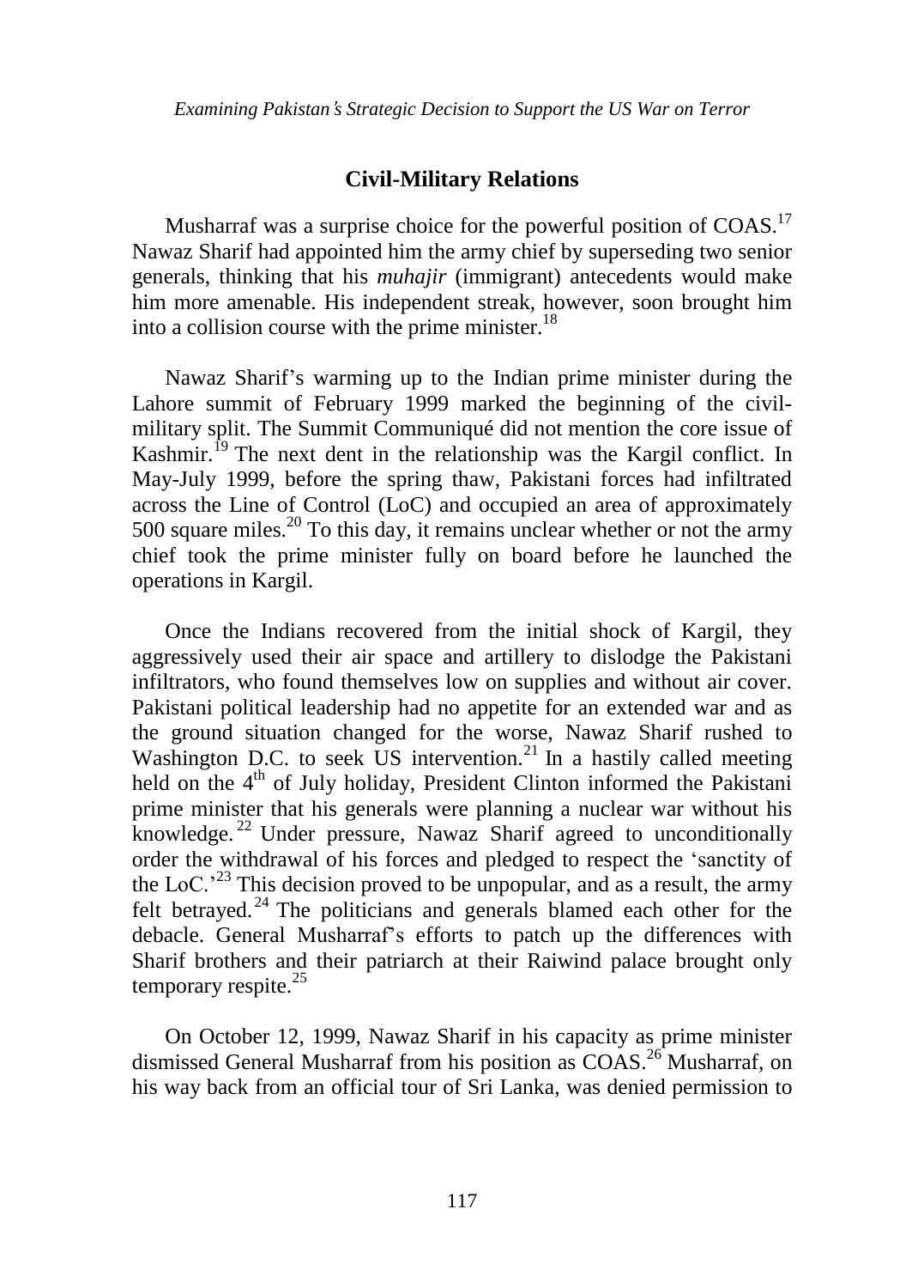## Civil-Military Relations

Musharraf was a surprise choice for the powerful position of COAS.[17] Nawaz Sharif had appointed him the army chief by superseding two senior generals, thinking that his *muhajir* (immigrant) antecedents would make him more amenable. His independent streak, however, soon brought him into a collision course with the prime minister.[18]

Nawaz Sharif's warming up to the Indian prime minister during the Lahore summit of February 1999 marked the beginning of the civil-military split. The Summit Communiqué did not mention the core issue of Kashmir.[19] The next dent in the relationship was the Kargil conflict. In May-July 1999, before the spring thaw, Pakistani forces had infiltrated across the Line of Control (LoC) and occupied an area of approximately 500 square miles.[20] To this day, it remains unclear whether or not the army chief took the prime minister fully on board before he launched the operations in Kargil.

Once the Indians recovered from the initial shock of Kargil, they aggressively used their air space and artillery to dislodge the Pakistani infiltrators, who found themselves low on supplies and without air cover. Pakistani political leadership had no appetite for an extended war and as the ground situation changed for the worse, Nawaz Sharif rushed to Washington D.C. to seek US intervention.[21] In a hastily called meeting held on the 4th of July holiday, President Clinton informed the Pakistani prime minister that his generals were planning a nuclear war without his knowledge.[22] Under pressure, Nawaz Sharif agreed to unconditionally order the withdrawal of his forces and pledged to respect the 'sanctity of the LoC.'[23] This decision proved to be unpopular, and as a result, the army felt betrayed.[24] The politicians and generals blamed each other for the debacle. General Musharraf's efforts to patch up the differences with Sharif brothers and their patriarch at their Raiwind palace brought only temporary respite.[25]

On October 12, 1999, Nawaz Sharif in his capacity as prime minister dismissed General Musharraf from his position as COAS.[26] Musharraf, on his way back from an official tour of Sri Lanka, was denied permission to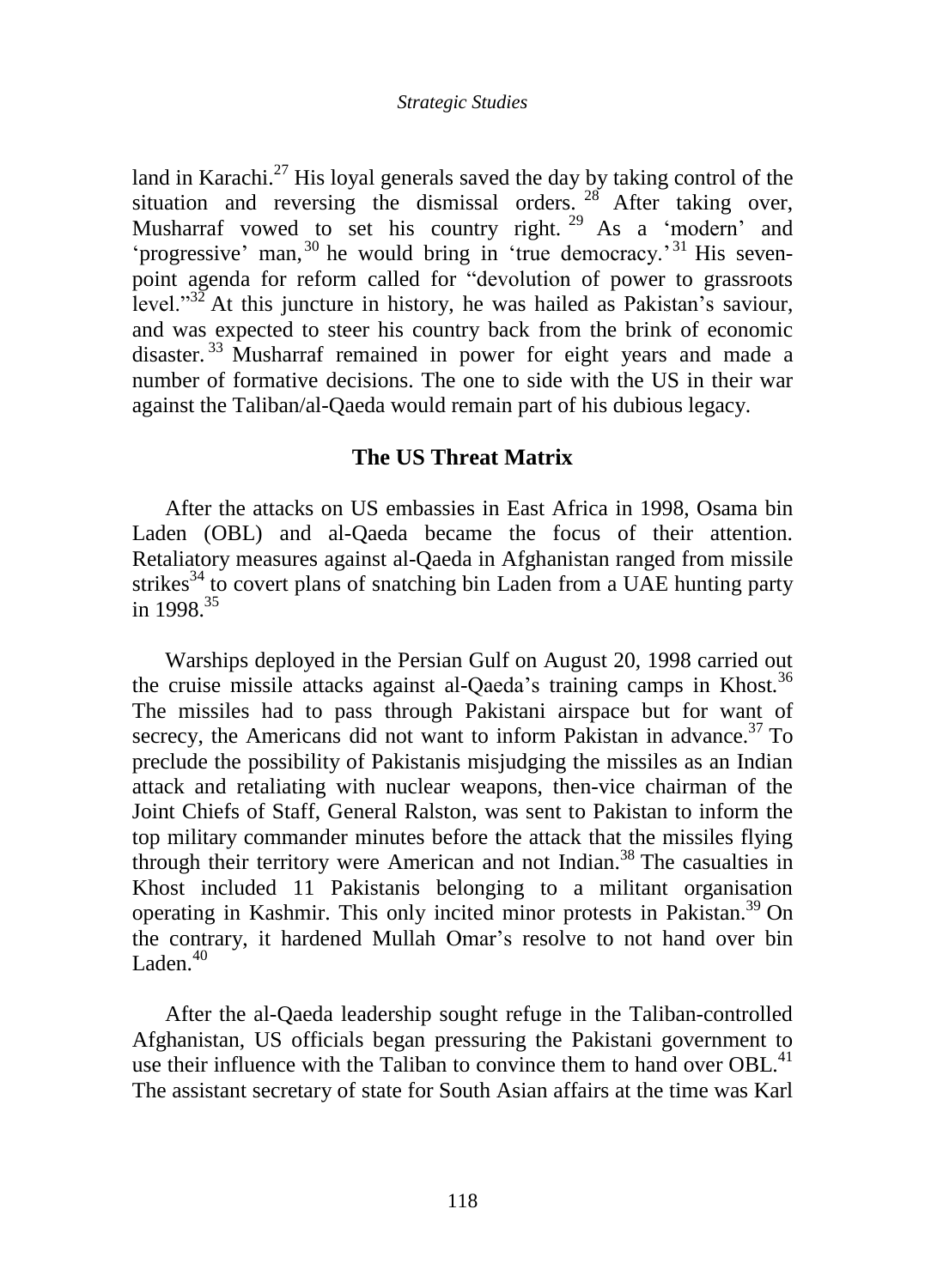land in Karachi.[27] His loyal generals saved the day by taking control of the situation and reversing the dismissal orders.[28] After taking over, Musharraf vowed to set his country right.[29] As a 'modern' and 'progressive' man,[30] he would bring in 'true democracy.'[31] His seven-point agenda for reform called for "devolution of power to grassroots level."[32] At this juncture in history, he was hailed as Pakistan's saviour, and was expected to steer his country back from the brink of economic disaster.[33] Musharraf remained in power for eight years and made a number of formative decisions. The one to side with the US in their war against the Taliban/al-Qaeda would remain part of his dubious legacy.

## The US Threat Matrix

After the attacks on US embassies in East Africa in 1998, Osama bin Laden (OBL) and al-Qaeda became the focus of their attention. Retaliatory measures against al-Qaeda in Afghanistan ranged from missile strikes[34] to covert plans of snatching bin Laden from a UAE hunting party in 1998.[35]

Warships deployed in the Persian Gulf on August 20, 1998 carried out the cruise missile attacks against al-Qaeda's training camps in Khost.[36] The missiles had to pass through Pakistani airspace but for want of secrecy, the Americans did not want to inform Pakistan in advance.[37] To preclude the possibility of Pakistanis misjudging the missiles as an Indian attack and retaliating with nuclear weapons, then-vice chairman of the Joint Chiefs of Staff, General Ralston, was sent to Pakistan to inform the top military commander minutes before the attack that the missiles flying through their territory were American and not Indian.[38] The casualties in Khost included 11 Pakistanis belonging to a militant organisation operating in Kashmir. This only incited minor protests in Pakistan.[39] On the contrary, it hardened Mullah Omar's resolve to not hand over bin Laden.[40]

After the al-Qaeda leadership sought refuge in the Taliban-controlled Afghanistan, US officials began pressuring the Pakistani government to use their influence with the Taliban to convince them to hand over OBL.[41] The assistant secretary of state for South Asian affairs at the time was Karl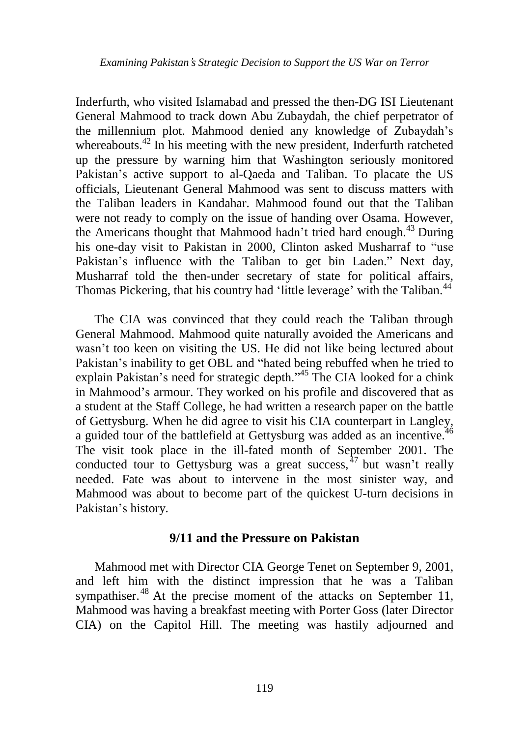Inderfurth, who visited Islamabad and pressed the then-DG ISI Lieutenant General Mahmood to track down Abu Zubaydah, the chief perpetrator of the millennium plot. Mahmood denied any knowledge of Zubaydah's whereabouts.[42] In his meeting with the new president, Inderfurth ratcheted up the pressure by warning him that Washington seriously monitored Pakistan's active support to al-Qaeda and Taliban. To placate the US officials, Lieutenant General Mahmood was sent to discuss matters with the Taliban leaders in Kandahar. Mahmood found out that the Taliban were not ready to comply on the issue of handing over Osama. However, the Americans thought that Mahmood hadn't tried hard enough.[43] During his one-day visit to Pakistan in 2000, Clinton asked Musharraf to "use Pakistan's influence with the Taliban to get bin Laden." Next day, Musharraf told the then-under secretary of state for political affairs, Thomas Pickering, that his country had 'little leverage' with the Taliban.[44]

The CIA was convinced that they could reach the Taliban through General Mahmood. Mahmood quite naturally avoided the Americans and wasn't too keen on visiting the US. He did not like being lectured about Pakistan's inability to get OBL and "hated being rebuffed when he tried to explain Pakistan's need for strategic depth."[45] The CIA looked for a chink in Mahmood's armour. They worked on his profile and discovered that as a student at the Staff College, he had written a research paper on the battle of Gettysburg. When he did agree to visit his CIA counterpart in Langley, a guided tour of the battlefield at Gettysburg was added as an incentive.[46] The visit took place in the ill-fated month of September 2001. The conducted tour to Gettysburg was a great success,[47] but wasn't really needed. Fate was about to intervene in the most sinister way, and Mahmood was about to become part of the quickest U-turn decisions in Pakistan's history.

## 9/11 and the Pressure on Pakistan

Mahmood met with Director CIA George Tenet on September 9, 2001, and left him with the distinct impression that he was a Taliban sympathiser.[48] At the precise moment of the attacks on September 11, Mahmood was having a breakfast meeting with Porter Goss (later Director CIA) on the Capitol Hill. The meeting was hastily adjourned and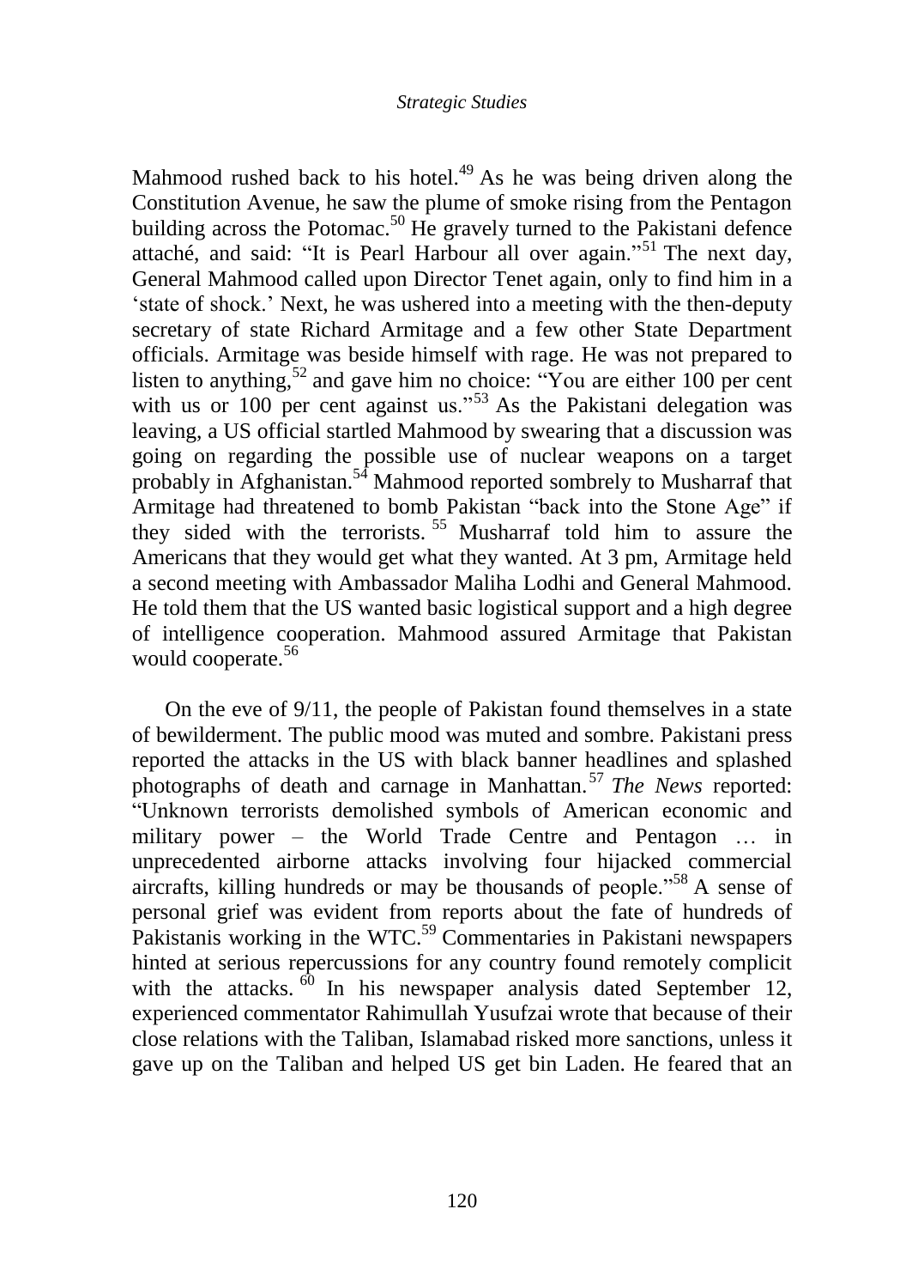Mahmood rushed back to his hotel.[49] As he was being driven along the Constitution Avenue, he saw the plume of smoke rising from the Pentagon building across the Potomac.[50] He gravely turned to the Pakistani defence attaché, and said: “It is Pearl Harbour all over again.”[51] The next day, General Mahmood called upon Director Tenet again, only to find him in a ‘state of shock.’ Next, he was ushered into a meeting with the then-deputy secretary of state Richard Armitage and a few other State Department officials. Armitage was beside himself with rage. He was not prepared to listen to anything,[52] and gave him no choice: “You are either 100 per cent with us or 100 per cent against us.”[53] As the Pakistani delegation was leaving, a US official startled Mahmood by swearing that a discussion was going on regarding the possible use of nuclear weapons on a target probably in Afghanistan.[54] Mahmood reported sombrely to Musharraf that Armitage had threatened to bomb Pakistan “back into the Stone Age” if they sided with the terrorists.[55] Musharraf told him to assure the Americans that they would get what they wanted. At 3 pm, Armitage held a second meeting with Ambassador Maliha Lodhi and General Mahmood. He told them that the US wanted basic logistical support and a high degree of intelligence cooperation. Mahmood assured Armitage that Pakistan would cooperate.[56]

On the eve of 9/11, the people of Pakistan found themselves in a state of bewilderment. The public mood was muted and sombre. Pakistani press reported the attacks in the US with black banner headlines and splashed photographs of death and carnage in Manhattan.[57] *The News* reported: “Unknown terrorists demolished symbols of American economic and military power – the World Trade Centre and Pentagon … in unprecedented airborne attacks involving four hijacked commercial aircrafts, killing hundreds or may be thousands of people.”[58] A sense of personal grief was evident from reports about the fate of hundreds of Pakistanis working in the WTC.[59] Commentaries in Pakistani newspapers hinted at serious repercussions for any country found remotely complicit with the attacks.[60] In his newspaper analysis dated September 12, experienced commentator Rahimullah Yusufzai wrote that because of their close relations with the Taliban, Islamabad risked more sanctions, unless it gave up on the Taliban and helped US get bin Laden. He feared that an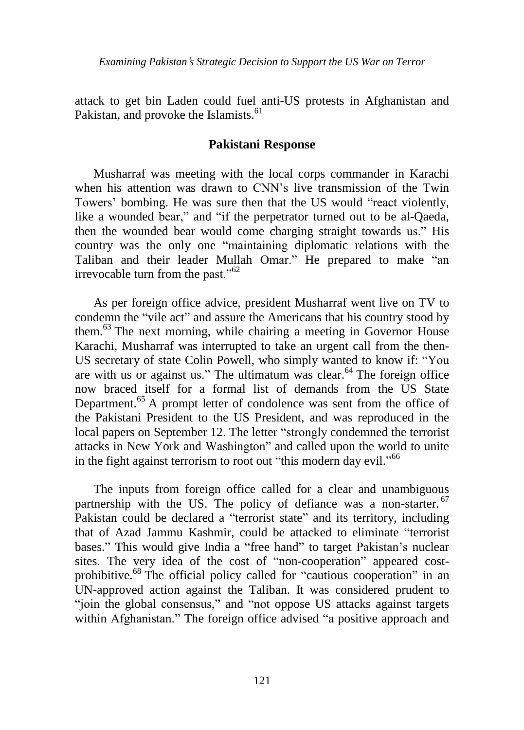attack to get bin Laden could fuel anti-US protests in Afghanistan and Pakistan, and provoke the Islamists.[61]

## Pakistani Response

Musharraf was meeting with the local corps commander in Karachi when his attention was drawn to CNN's live transmission of the Twin Towers' bombing. He was sure then that the US would "react violently, like a wounded bear," and "if the perpetrator turned out to be al-Qaeda, then the wounded bear would come charging straight towards us." His country was the only one "maintaining diplomatic relations with the Taliban and their leader Mullah Omar." He prepared to make "an irrevocable turn from the past."[62]

As per foreign office advice, president Musharraf went live on TV to condemn the "vile act" and assure the Americans that his country stood by them.[63] The next morning, while chairing a meeting in Governor House Karachi, Musharraf was interrupted to take an urgent call from the then-US secretary of state Colin Powell, who simply wanted to know if: "You are with us or against us." The ultimatum was clear.[64] The foreign office now braced itself for a formal list of demands from the US State Department.[65] A prompt letter of condolence was sent from the office of the Pakistani President to the US President, and was reproduced in the local papers on September 12. The letter "strongly condemned the terrorist attacks in New York and Washington" and called upon the world to unite in the fight against terrorism to root out "this modern day evil."[66]

The inputs from foreign office called for a clear and unambiguous partnership with the US. The policy of defiance was a non-starter.[67] Pakistan could be declared a "terrorist state" and its territory, including that of Azad Jammu Kashmir, could be attacked to eliminate "terrorist bases." This would give India a "free hand" to target Pakistan's nuclear sites. The very idea of the cost of "non-cooperation" appeared cost-prohibitive.[68] The official policy called for "cautious cooperation" in an UN-approved action against the Taliban. It was considered prudent to "join the global consensus," and "not oppose US attacks against targets within Afghanistan." The foreign office advised "a positive approach and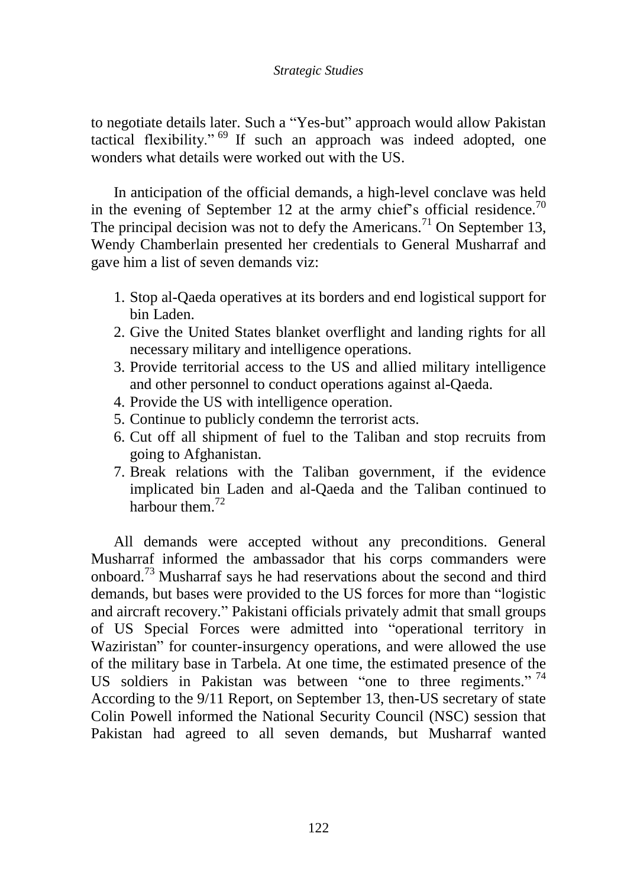to negotiate details later. Such a "Yes-but" approach would allow Pakistan tactical flexibility." [69] If such an approach was indeed adopted, one wonders what details were worked out with the US.

In anticipation of the official demands, a high-level conclave was held in the evening of September 12 at the army chief's official residence.[70] The principal decision was not to defy the Americans.[71] On September 13, Wendy Chamberlain presented her credentials to General Musharraf and gave him a list of seven demands viz:

1. Stop al-Qaeda operatives at its borders and end logistical support for bin Laden.
2. Give the United States blanket overflight and landing rights for all necessary military and intelligence operations.
3. Provide territorial access to the US and allied military intelligence and other personnel to conduct operations against al-Qaeda.
4. Provide the US with intelligence operation.
5. Continue to publicly condemn the terrorist acts.
6. Cut off all shipment of fuel to the Taliban and stop recruits from going to Afghanistan.
7. Break relations with the Taliban government, if the evidence implicated bin Laden and al-Qaeda and the Taliban continued to harbour them.[72]

All demands were accepted without any preconditions. General Musharraf informed the ambassador that his corps commanders were onboard.[73] Musharraf says he had reservations about the second and third demands, but bases were provided to the US forces for more than "logistic and aircraft recovery." Pakistani officials privately admit that small groups of US Special Forces were admitted into "operational territory in Waziristan" for counter-insurgency operations, and were allowed the use of the military base in Tarbela. At one time, the estimated presence of the US soldiers in Pakistan was between "one to three regiments." [74] According to the 9/11 Report, on September 13, then-US secretary of state Colin Powell informed the National Security Council (NSC) session that Pakistan had agreed to all seven demands, but Musharraf wanted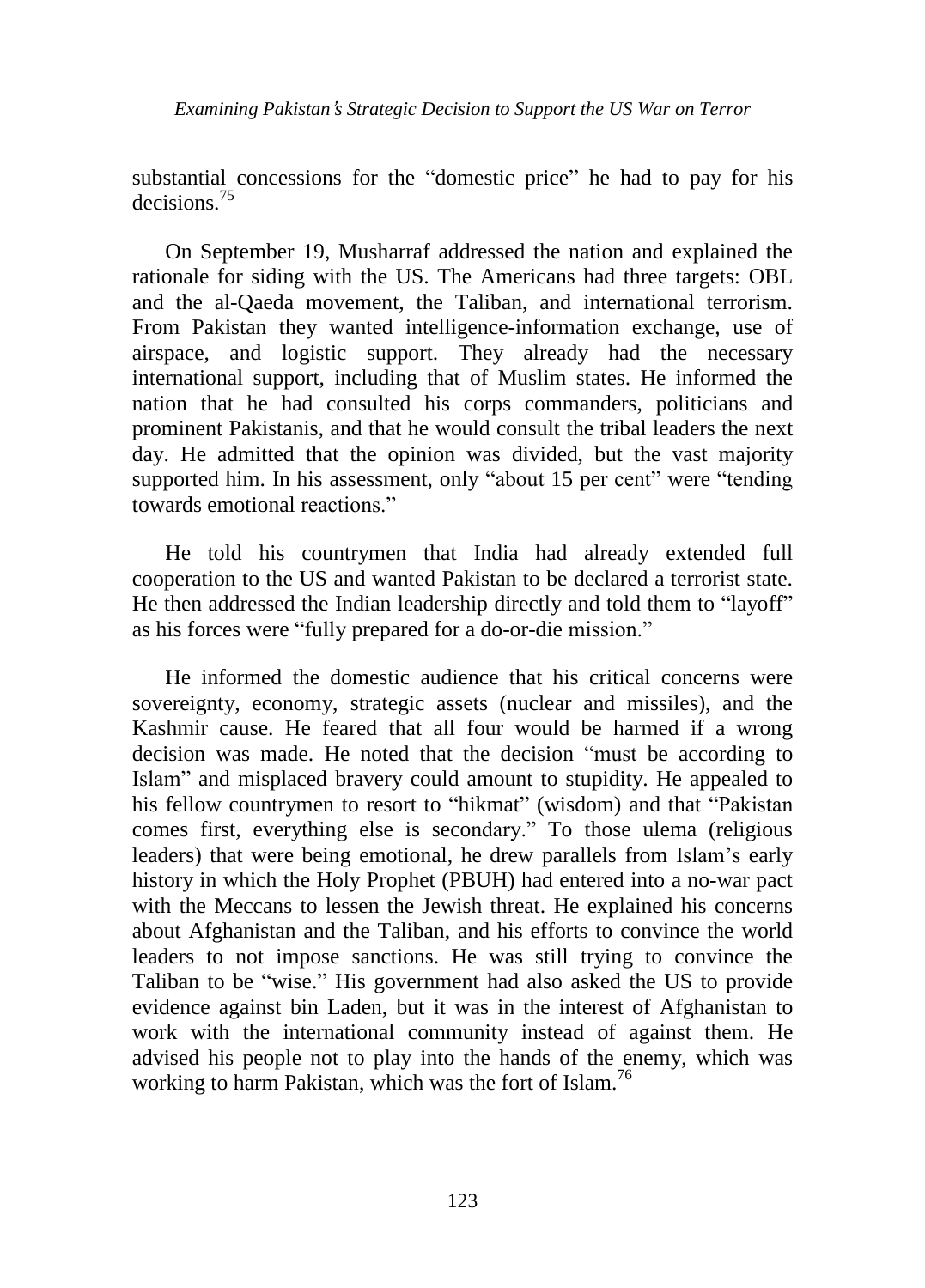substantial concessions for the "domestic price" he had to pay for his decisions.[75]

On September 19, Musharraf addressed the nation and explained the rationale for siding with the US. The Americans had three targets: OBL and the al-Qaeda movement, the Taliban, and international terrorism. From Pakistan they wanted intelligence-information exchange, use of airspace, and logistic support. They already had the necessary international support, including that of Muslim states. He informed the nation that he had consulted his corps commanders, politicians and prominent Pakistanis, and that he would consult the tribal leaders the next day. He admitted that the opinion was divided, but the vast majority supported him. In his assessment, only "about 15 per cent" were "tending towards emotional reactions."

He told his countrymen that India had already extended full cooperation to the US and wanted Pakistan to be declared a terrorist state. He then addressed the Indian leadership directly and told them to "layoff" as his forces were "fully prepared for a do-or-die mission."

He informed the domestic audience that his critical concerns were sovereignty, economy, strategic assets (nuclear and missiles), and the Kashmir cause. He feared that all four would be harmed if a wrong decision was made. He noted that the decision "must be according to Islam" and misplaced bravery could amount to stupidity. He appealed to his fellow countrymen to resort to "hikmat" (wisdom) and that "Pakistan comes first, everything else is secondary." To those ulema (religious leaders) that were being emotional, he drew parallels from Islam's early history in which the Holy Prophet (PBUH) had entered into a no-war pact with the Meccans to lessen the Jewish threat. He explained his concerns about Afghanistan and the Taliban, and his efforts to convince the world leaders to not impose sanctions. He was still trying to convince the Taliban to be "wise." His government had also asked the US to provide evidence against bin Laden, but it was in the interest of Afghanistan to work with the international community instead of against them. He advised his people not to play into the hands of the enemy, which was working to harm Pakistan, which was the fort of Islam.[76]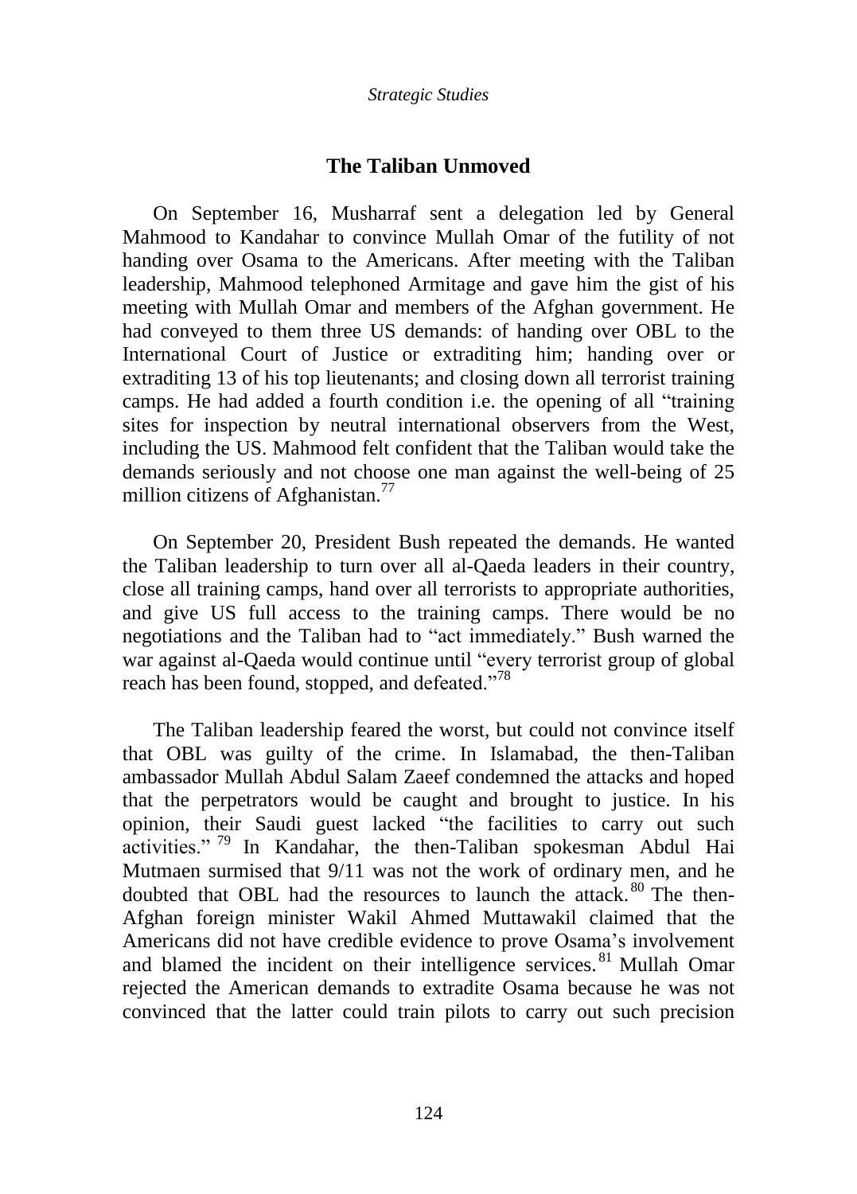## The Taliban Unmoved

On September 16, Musharraf sent a delegation led by General Mahmood to Kandahar to convince Mullah Omar of the futility of not handing over Osama to the Americans. After meeting with the Taliban leadership, Mahmood telephoned Armitage and gave him the gist of his meeting with Mullah Omar and members of the Afghan government. He had conveyed to them three US demands: of handing over OBL to the International Court of Justice or extraditing him; handing over or extraditing 13 of his top lieutenants; and closing down all terrorist training camps. He had added a fourth condition i.e. the opening of all "training sites for inspection by neutral international observers from the West, including the US. Mahmood felt confident that the Taliban would take the demands seriously and not choose one man against the well-being of 25 million citizens of Afghanistan.[77]

On September 20, President Bush repeated the demands. He wanted the Taliban leadership to turn over all al-Qaeda leaders in their country, close all training camps, hand over all terrorists to appropriate authorities, and give US full access to the training camps. There would be no negotiations and the Taliban had to "act immediately." Bush warned the war against al-Qaeda would continue until "every terrorist group of global reach has been found, stopped, and defeated."[78]

The Taliban leadership feared the worst, but could not convince itself that OBL was guilty of the crime. In Islamabad, the then-Taliban ambassador Mullah Abdul Salam Zaeef condemned the attacks and hoped that the perpetrators would be caught and brought to justice. In his opinion, their Saudi guest lacked "the facilities to carry out such activities." [79] In Kandahar, the then-Taliban spokesman Abdul Hai Mutmaen surmised that 9/11 was not the work of ordinary men, and he doubted that OBL had the resources to launch the attack.[80] The then-Afghan foreign minister Wakil Ahmed Muttawakil claimed that the Americans did not have credible evidence to prove Osama's involvement and blamed the incident on their intelligence services.[81] Mullah Omar rejected the American demands to extradite Osama because he was not convinced that the latter could train pilots to carry out such precision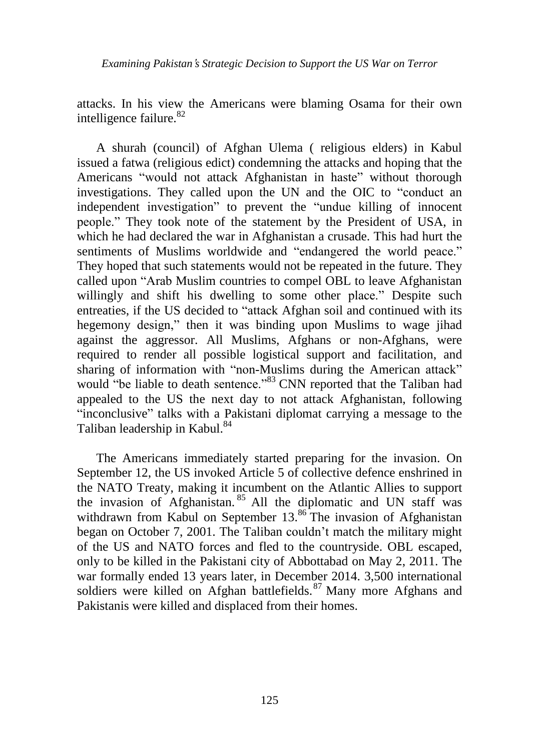attacks. In his view the Americans were blaming Osama for their own intelligence failure.[82]

A shurah (council) of Afghan Ulema ( religious elders) in Kabul issued a fatwa (religious edict) condemning the attacks and hoping that the Americans "would not attack Afghanistan in haste" without thorough investigations. They called upon the UN and the OIC to "conduct an independent investigation" to prevent the "undue killing of innocent people." They took note of the statement by the President of USA, in which he had declared the war in Afghanistan a crusade. This had hurt the sentiments of Muslims worldwide and "endangered the world peace." They hoped that such statements would not be repeated in the future. They called upon "Arab Muslim countries to compel OBL to leave Afghanistan willingly and shift his dwelling to some other place." Despite such entreaties, if the US decided to "attack Afghan soil and continued with its hegemony design," then it was binding upon Muslims to wage jihad against the aggressor. All Muslims, Afghans or non-Afghans, were required to render all possible logistical support and facilitation, and sharing of information with "non-Muslims during the American attack" would "be liable to death sentence."[83] CNN reported that the Taliban had appealed to the US the next day to not attack Afghanistan, following "inconclusive" talks with a Pakistani diplomat carrying a message to the Taliban leadership in Kabul.[84]

The Americans immediately started preparing for the invasion. On September 12, the US invoked Article 5 of collective defence enshrined in the NATO Treaty, making it incumbent on the Atlantic Allies to support the invasion of Afghanistan.[85] All the diplomatic and UN staff was withdrawn from Kabul on September 13.[86] The invasion of Afghanistan began on October 7, 2001. The Taliban couldn't match the military might of the US and NATO forces and fled to the countryside. OBL escaped, only to be killed in the Pakistani city of Abbottabad on May 2, 2011. The war formally ended 13 years later, in December 2014. 3,500 international soldiers were killed on Afghan battlefields.[87] Many more Afghans and Pakistanis were killed and displaced from their homes.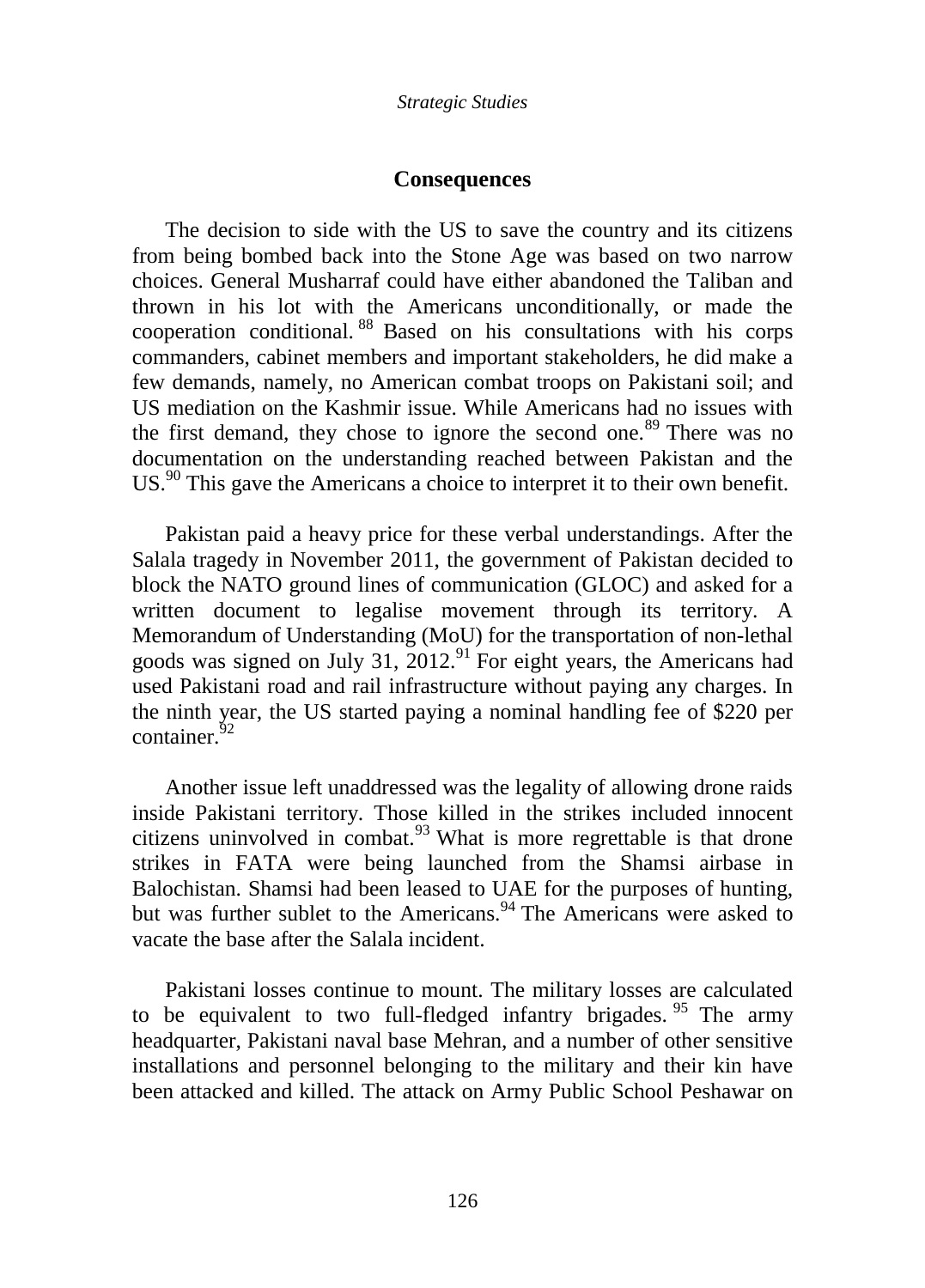## Consequences

The decision to side with the US to save the country and its citizens from being bombed back into the Stone Age was based on two narrow choices. General Musharraf could have either abandoned the Taliban and thrown in his lot with the Americans unconditionally, or made the cooperation conditional.[88] Based on his consultations with his corps commanders, cabinet members and important stakeholders, he did make a few demands, namely, no American combat troops on Pakistani soil; and US mediation on the Kashmir issue. While Americans had no issues with the first demand, they chose to ignore the second one.[89] There was no documentation on the understanding reached between Pakistan and the US.[90] This gave the Americans a choice to interpret it to their own benefit.

Pakistan paid a heavy price for these verbal understandings. After the Salala tragedy in November 2011, the government of Pakistan decided to block the NATO ground lines of communication (GLOC) and asked for a written document to legalise movement through its territory. A Memorandum of Understanding (MoU) for the transportation of non-lethal goods was signed on July 31, 2012.[91] For eight years, the Americans had used Pakistani road and rail infrastructure without paying any charges. In the ninth year, the US started paying a nominal handling fee of $220 per container.[92]

Another issue left unaddressed was the legality of allowing drone raids inside Pakistani territory. Those killed in the strikes included innocent citizens uninvolved in combat.[93] What is more regrettable is that drone strikes in FATA were being launched from the Shamsi airbase in Balochistan. Shamsi had been leased to UAE for the purposes of hunting, but was further sublet to the Americans.[94] The Americans were asked to vacate the base after the Salala incident.

Pakistani losses continue to mount. The military losses are calculated to be equivalent to two full-fledged infantry brigades.[95] The army headquarter, Pakistani naval base Mehran, and a number of other sensitive installations and personnel belonging to the military and their kin have been attacked and killed. The attack on Army Public School Peshawar on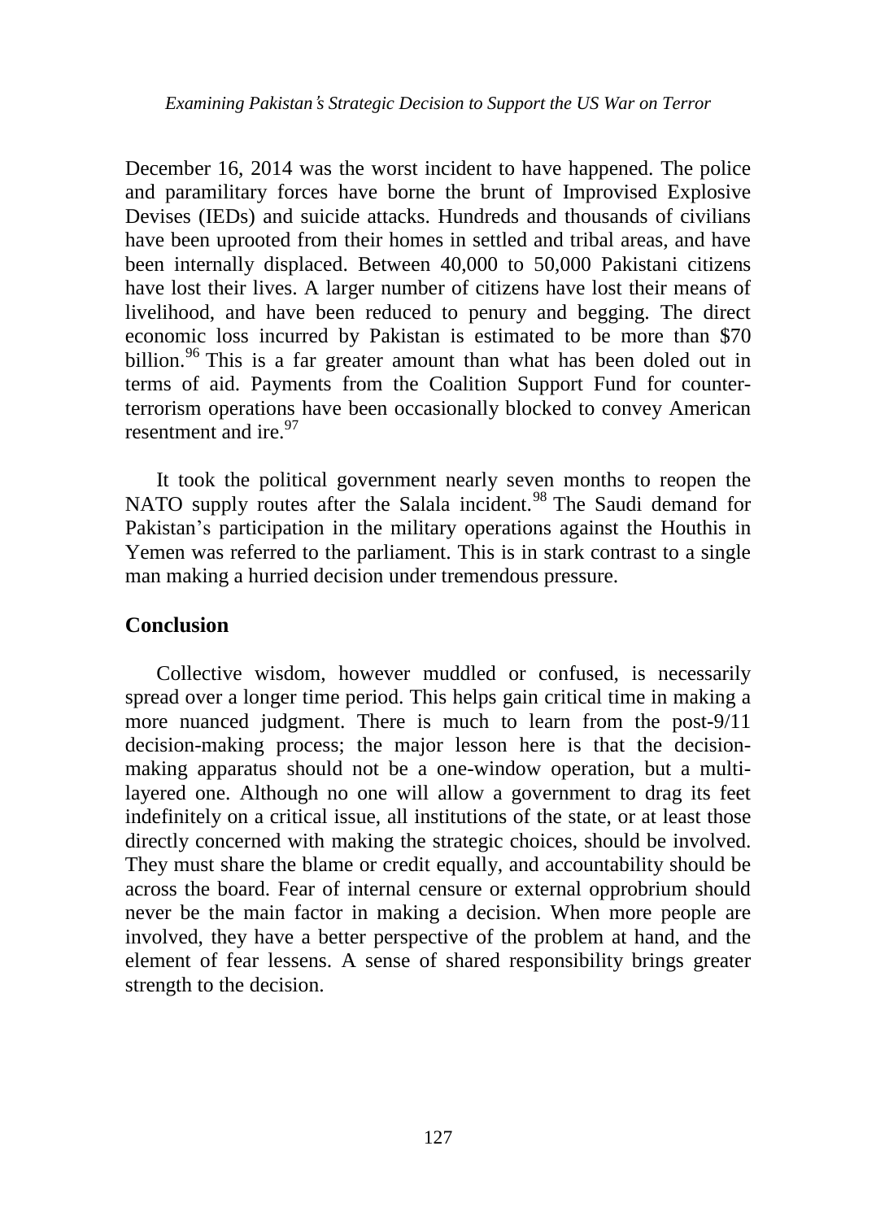December 16, 2014 was the worst incident to have happened. The police and paramilitary forces have borne the brunt of Improvised Explosive Devises (IEDs) and suicide attacks. Hundreds and thousands of civilians have been uprooted from their homes in settled and tribal areas, and have been internally displaced. Between 40,000 to 50,000 Pakistani citizens have lost their lives. A larger number of citizens have lost their means of livelihood, and have been reduced to penury and begging. The direct economic loss incurred by Pakistan is estimated to be more than $70 billion.[96] This is a far greater amount than what has been doled out in terms of aid. Payments from the Coalition Support Fund for counter-terrorism operations have been occasionally blocked to convey American resentment and ire.[97]

It took the political government nearly seven months to reopen the NATO supply routes after the Salala incident.[98] The Saudi demand for Pakistan's participation in the military operations against the Houthis in Yemen was referred to the parliament. This is in stark contrast to a single man making a hurried decision under tremendous pressure.

## Conclusion

Collective wisdom, however muddled or confused, is necessarily spread over a longer time period. This helps gain critical time in making a more nuanced judgment. There is much to learn from the post-9/11 decision-making process; the major lesson here is that the decision-making apparatus should not be a one-window operation, but a multi-layered one. Although no one will allow a government to drag its feet indefinitely on a critical issue, all institutions of the state, or at least those directly concerned with making the strategic choices, should be involved. They must share the blame or credit equally, and accountability should be across the board. Fear of internal censure or external opprobrium should never be the main factor in making a decision. When more people are involved, they have a better perspective of the problem at hand, and the element of fear lessens. A sense of shared responsibility brings greater strength to the decision.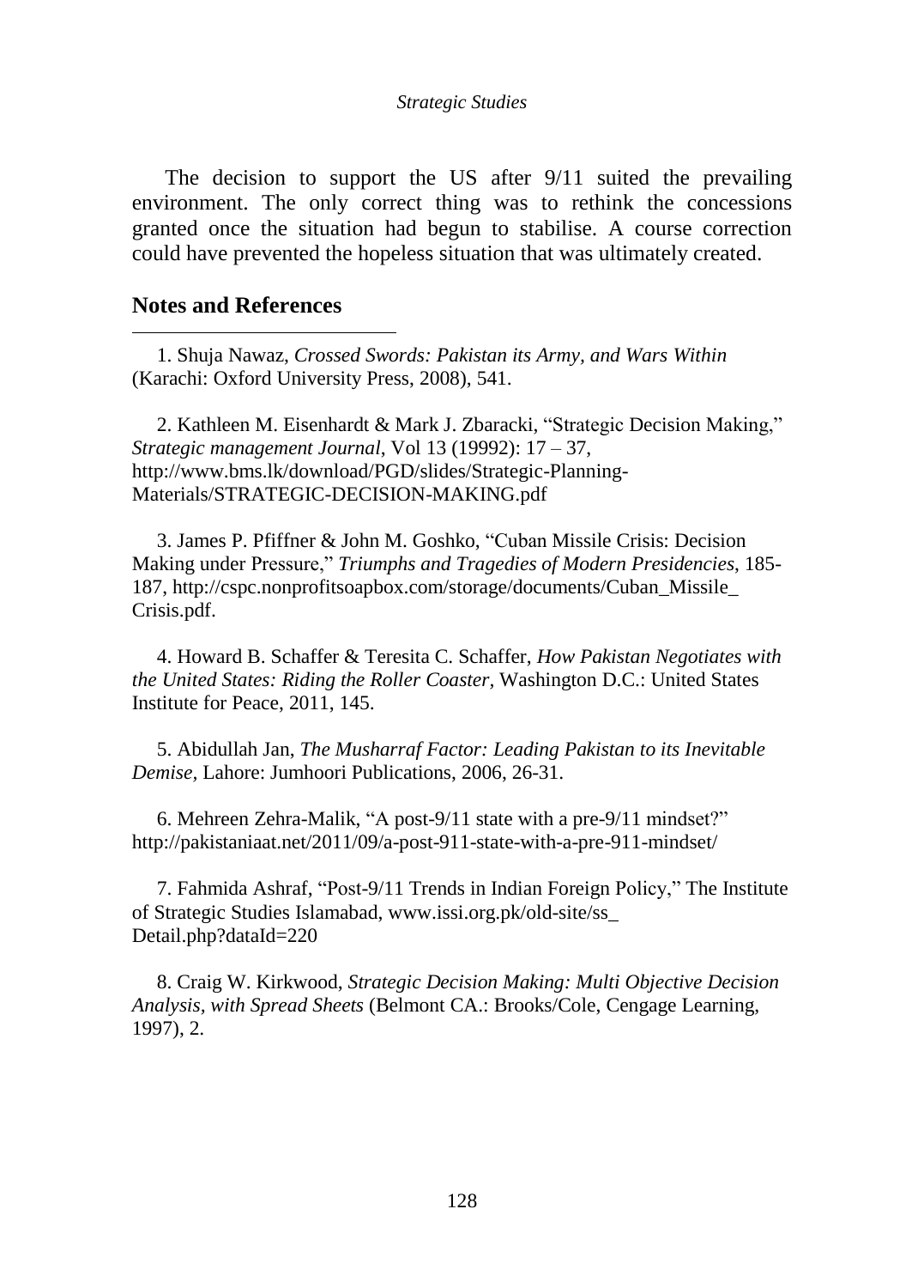The decision to support the US after 9/11 suited the prevailing environment. The only correct thing was to rethink the concessions granted once the situation had begun to stabilise. A course correction could have prevented the hopeless situation that was ultimately created.

## Notes and References

1. Shuja Nawaz, *Crossed Swords: Pakistan its Army, and Wars Within* (Karachi: Oxford University Press, 2008), 541.

2. Kathleen M. Eisenhardt & Mark J. Zbaracki, "Strategic Decision Making," *Strategic management Journal*, Vol 13 (19992): 17 – 37, http://www.bms.lk/download/PGD/slides/Strategic-Planning-Materials/STRATEGIC-DECISION-MAKING.pdf

3. James P. Pfiffner & John M. Goshko, "Cuban Missile Crisis: Decision Making under Pressure," *Triumphs and Tragedies of Modern Presidencies*, 185-187, http://cspc.nonprofitsoapbox.com/storage/documents/Cuban_Missile_Crisis.pdf.

4. Howard B. Schaffer & Teresita C. Schaffer, *How Pakistan Negotiates with the United States: Riding the Roller Coaster*, Washington D.C.: United States Institute for Peace, 2011, 145.

5. Abidullah Jan, *The Musharraf Factor: Leading Pakistan to its Inevitable Demise*, Lahore: Jumhoori Publications, 2006, 26-31.

6. Mehreen Zehra-Malik, "A post-9/11 state with a pre-9/11 mindset?" http://pakistaniaat.net/2011/09/a-post-911-state-with-a-pre-911-mindset/

7. Fahmida Ashraf, "Post-9/11 Trends in Indian Foreign Policy," The Institute of Strategic Studies Islamabad, www.issi.org.pk/old-site/ss_Detail.php?dataId=220

8. Craig W. Kirkwood, *Strategic Decision Making: Multi Objective Decision Analysis, with Spread Sheets* (Belmont CA.: Brooks/Cole, Cengage Learning, 1997), 2.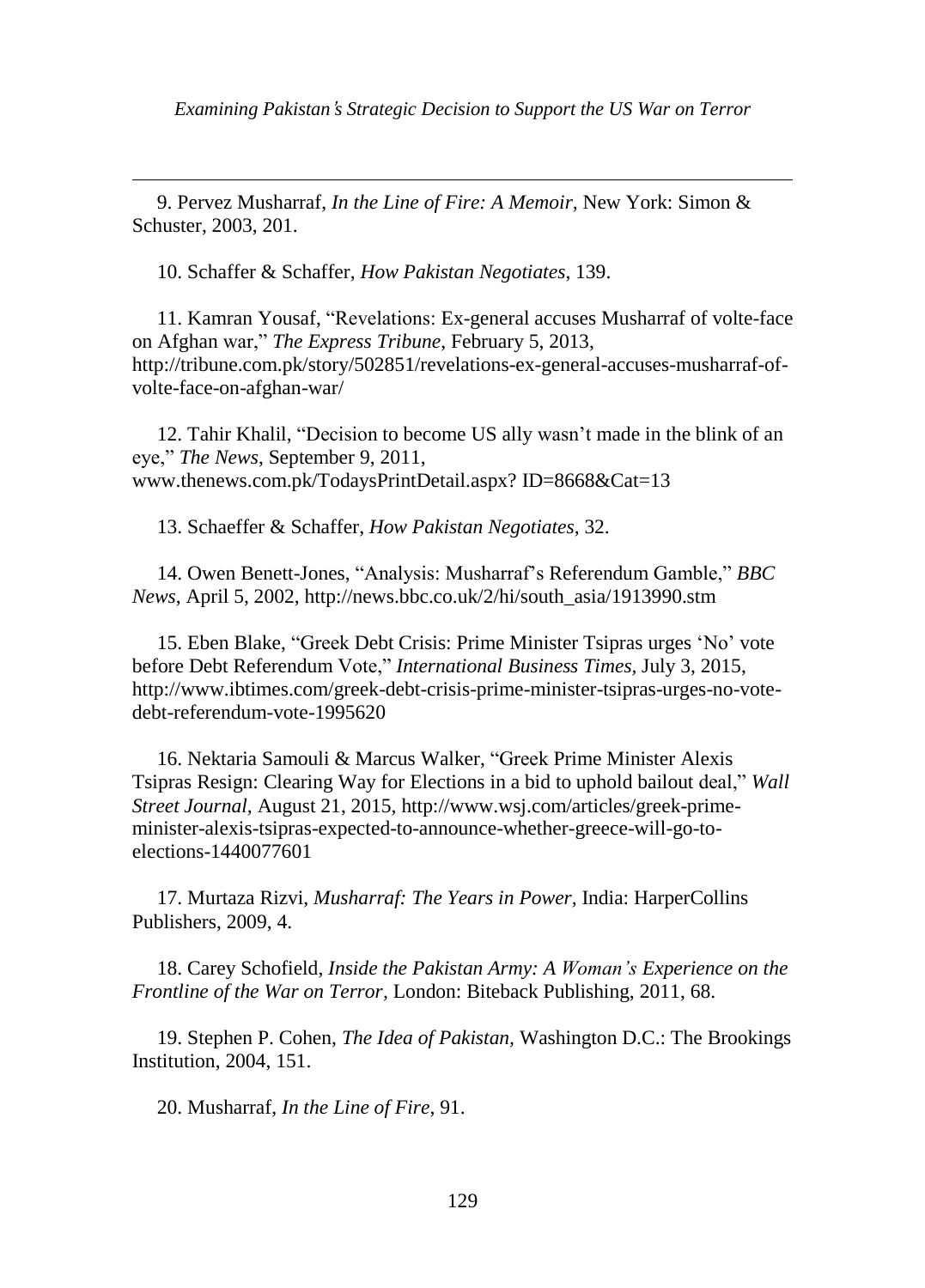9. Pervez Musharraf, *In the Line of Fire: A Memoir*, New York: Simon & Schuster, 2003, 201.

10. Schaffer & Schaffer, *How Pakistan Negotiates*, 139.

11. Kamran Yousaf, "Revelations: Ex-general accuses Musharraf of volte-face on Afghan war," *The Express Tribune*, February 5, 2013, http://tribune.com.pk/story/502851/revelations-ex-general-accuses-musharraf-of-volte-face-on-afghan-war/

12. Tahir Khalil, "Decision to become US ally wasn't made in the blink of an eye," *The News*, September 9, 2011, www.thenews.com.pk/TodaysPrintDetail.aspx? ID=8668&Cat=13

13. Schaeffer & Schaffer, *How Pakistan Negotiates*, 32.

14. Owen Benett-Jones, "Analysis: Musharraf's Referendum Gamble," *BBC News*, April 5, 2002, http://news.bbc.co.uk/2/hi/south_asia/1913990.stm

15. Eben Blake, "Greek Debt Crisis: Prime Minister Tsipras urges 'No' vote before Debt Referendum Vote," *International Business Times*, July 3, 2015, http://www.ibtimes.com/greek-debt-crisis-prime-minister-tsipras-urges-no-vote-debt-referendum-vote-1995620

16. Nektaria Samouli & Marcus Walker, "Greek Prime Minister Alexis Tsipras Resign: Clearing Way for Elections in a bid to uphold bailout deal," *Wall Street Journal*, August 21, 2015, http://www.wsj.com/articles/greek-prime-minister-alexis-tsipras-expected-to-announce-whether-greece-will-go-to-elections-1440077601

17. Murtaza Rizvi, *Musharraf: The Years in Power*, India: HarperCollins Publishers, 2009, 4.

18. Carey Schofield, *Inside the Pakistan Army: A Woman's Experience on the Frontline of the War on Terror*, London: Biteback Publishing, 2011, 68.

19. Stephen P. Cohen, *The Idea of Pakistan*, Washington D.C.: The Brookings Institution, 2004, 151.

20. Musharraf, *In the Line of Fire*, 91.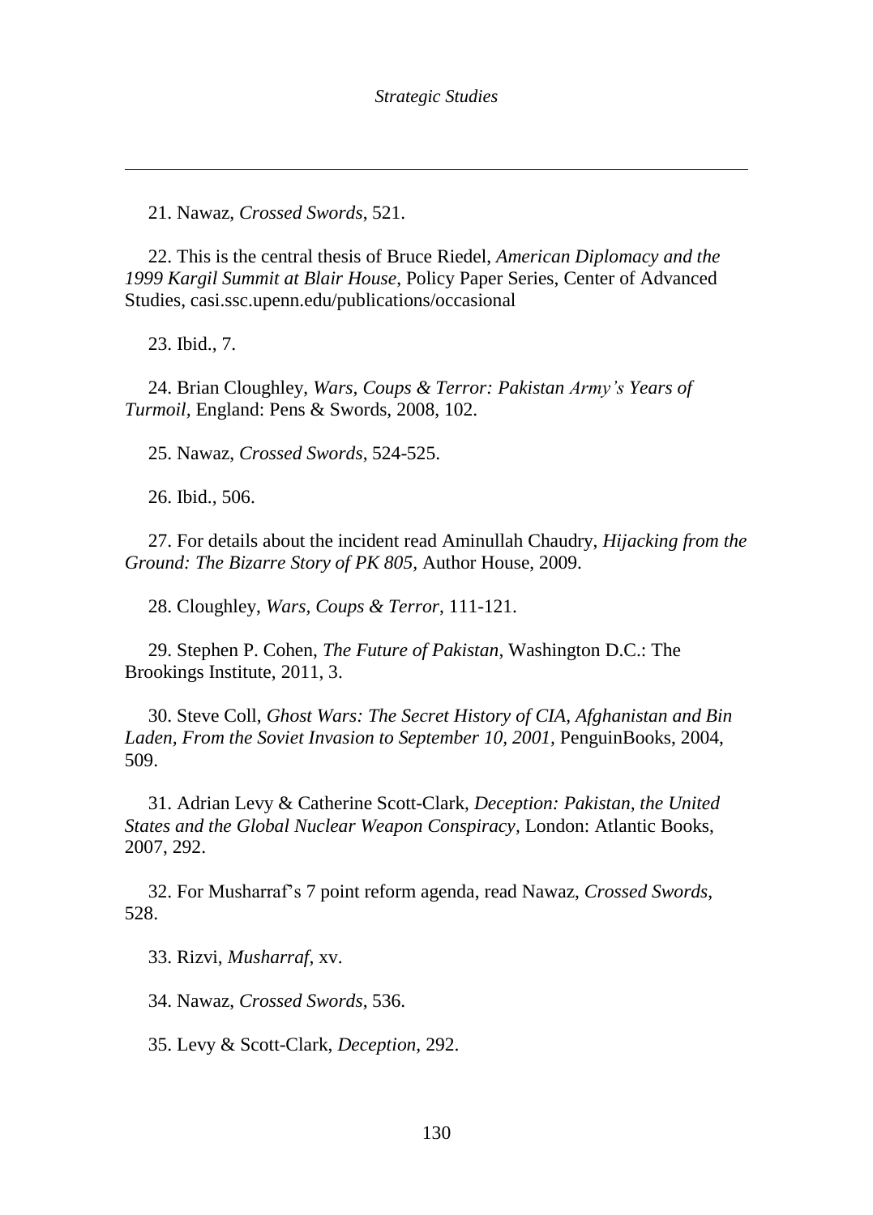21. Nawaz, *Crossed Swords*, 521.

22. This is the central thesis of Bruce Riedel, *American Diplomacy and the 1999 Kargil Summit at Blair House*, Policy Paper Series, Center of Advanced Studies, casi.ssc.upenn.edu/publications/occasional

23. Ibid., 7.

24. Brian Cloughley, *Wars, Coups & Terror: Pakistan Army's Years of Turmoil*, England: Pens & Swords, 2008, 102.

25. Nawaz, *Crossed Swords*, 524-525.

26. Ibid., 506.

27. For details about the incident read Aminullah Chaudry, *Hijacking from the Ground: The Bizarre Story of PK 805*, Author House, 2009.

28. Cloughley, *Wars, Coups & Terror*, 111-121.

29. Stephen P. Cohen, *The Future of Pakistan*, Washington D.C.: The Brookings Institute, 2011, 3.

30. Steve Coll, *Ghost Wars: The Secret History of CIA, Afghanistan and Bin Laden, From the Soviet Invasion to September 10, 2001*, PenguinBooks, 2004, 509.

31. Adrian Levy & Catherine Scott-Clark, *Deception: Pakistan, the United States and the Global Nuclear Weapon Conspiracy*, London: Atlantic Books, 2007, 292.

32. For Musharraf's 7 point reform agenda, read Nawaz, *Crossed Swords*, 528.

33. Rizvi, *Musharraf*, xv.

34. Nawaz, *Crossed Swords*, 536.

35. Levy & Scott-Clark, *Deception*, 292.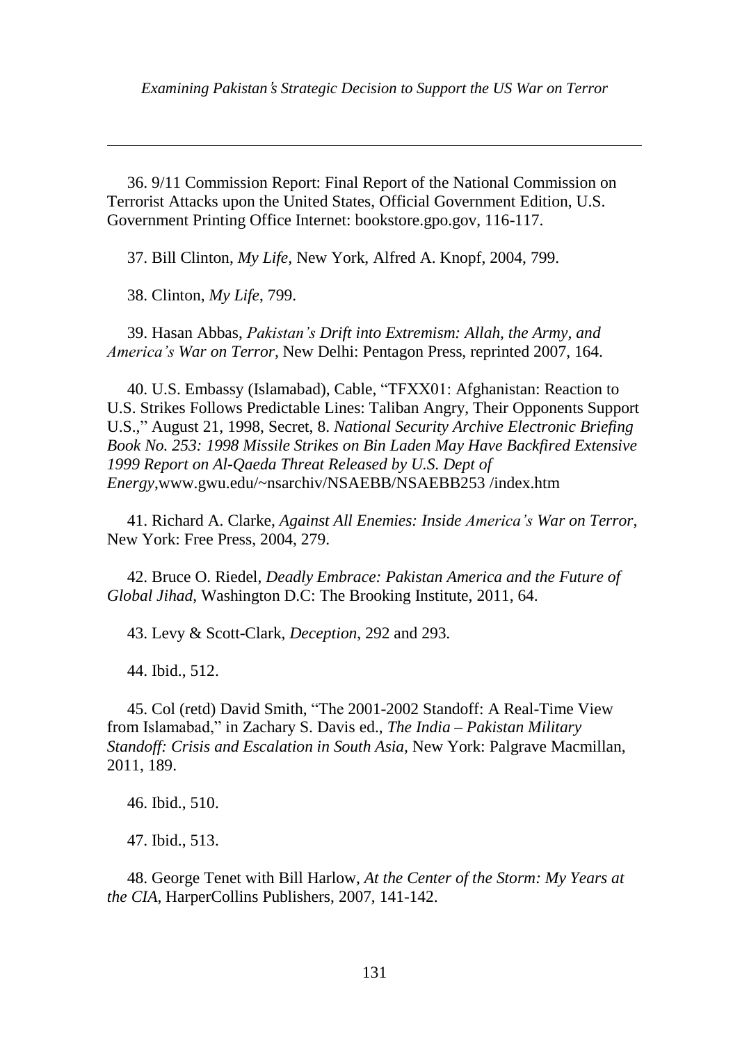36. 9/11 Commission Report: Final Report of the National Commission on Terrorist Attacks upon the United States, Official Government Edition, U.S. Government Printing Office Internet: bookstore.gpo.gov, 116-117.

37. Bill Clinton, *My Life*, New York, Alfred A. Knopf, 2004, 799.

38. Clinton, *My Life*, 799.

39. Hasan Abbas, *Pakistan's Drift into Extremism: Allah, the Army, and America's War on Terror*, New Delhi: Pentagon Press, reprinted 2007, 164.

40. U.S. Embassy (Islamabad), Cable, "TFXX01: Afghanistan: Reaction to U.S. Strikes Follows Predictable Lines: Taliban Angry, Their Opponents Support U.S.," August 21, 1998, Secret, 8. *National Security Archive Electronic Briefing Book No. 253: 1998 Missile Strikes on Bin Laden May Have Backfired Extensive 1999 Report on Al-Qaeda Threat Released by U.S. Dept of Energy*,www.gwu.edu/~nsarchiv/NSAEBB/NSAEBB253 /index.htm

41. Richard A. Clarke, *Against All Enemies: Inside America's War on Terror*, New York: Free Press, 2004, 279.

42. Bruce O. Riedel, *Deadly Embrace: Pakistan America and the Future of Global Jihad*, Washington D.C: The Brooking Institute, 2011, 64.

43. Levy & Scott-Clark, *Deception*, 292 and 293.

44. Ibid., 512.

45. Col (retd) David Smith, "The 2001-2002 Standoff: A Real-Time View from Islamabad," in Zachary S. Davis ed., *The India – Pakistan Military Standoff: Crisis and Escalation in South Asia*, New York: Palgrave Macmillan, 2011, 189.

46. Ibid., 510.

47. Ibid., 513.

48. George Tenet with Bill Harlow, *At the Center of the Storm: My Years at the CIA*, HarperCollins Publishers, 2007, 141-142.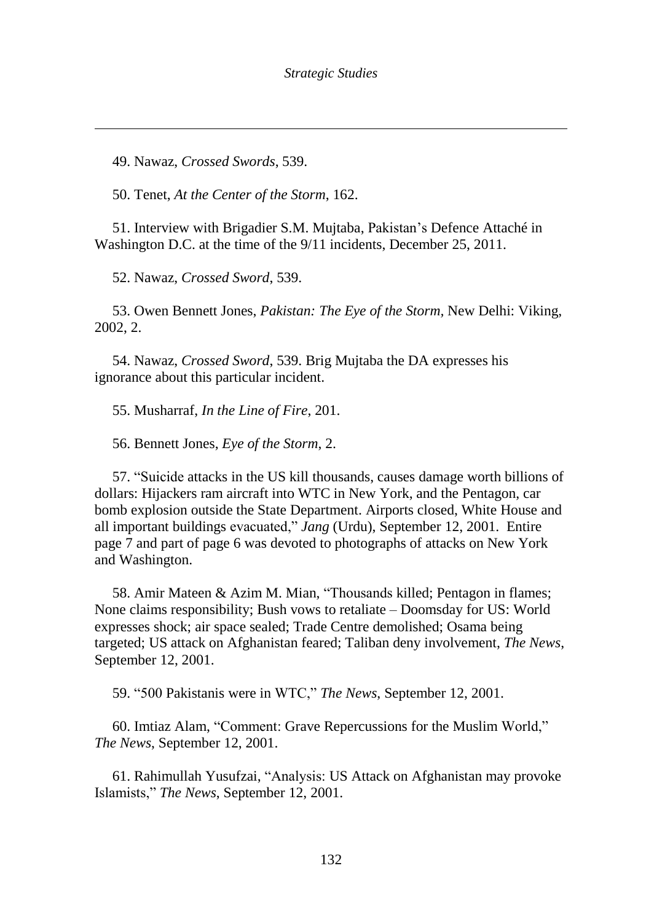49. Nawaz, *Crossed Swords*, 539.

50. Tenet, *At the Center of the Storm*, 162.

51. Interview with Brigadier S.M. Mujtaba, Pakistan's Defence Attaché in Washington D.C. at the time of the 9/11 incidents, December 25, 2011.

52. Nawaz, *Crossed Sword*, 539.

53. Owen Bennett Jones, *Pakistan: The Eye of the Storm*, New Delhi: Viking, 2002, 2.

54. Nawaz, *Crossed Sword*, 539. Brig Mujtaba the DA expresses his ignorance about this particular incident.

55. Musharraf, *In the Line of Fire*, 201.

56. Bennett Jones, *Eye of the Storm*, 2.

57. "Suicide attacks in the US kill thousands, causes damage worth billions of dollars: Hijackers ram aircraft into WTC in New York, and the Pentagon, car bomb explosion outside the State Department. Airports closed, White House and all important buildings evacuated," *Jang* (Urdu), September 12, 2001. Entire page 7 and part of page 6 was devoted to photographs of attacks on New York and Washington.

58. Amir Mateen & Azim M. Mian, "Thousands killed; Pentagon in flames; None claims responsibility; Bush vows to retaliate – Doomsday for US: World expresses shock; air space sealed; Trade Centre demolished; Osama being targeted; US attack on Afghanistan feared; Taliban deny involvement, *The News*, September 12, 2001.

59. "500 Pakistanis were in WTC," *The News*, September 12, 2001.

60. Imtiaz Alam, "Comment: Grave Repercussions for the Muslim World," *The News*, September 12, 2001.

61. Rahimullah Yusufzai, "Analysis: US Attack on Afghanistan may provoke Islamists," *The News*, September 12, 2001.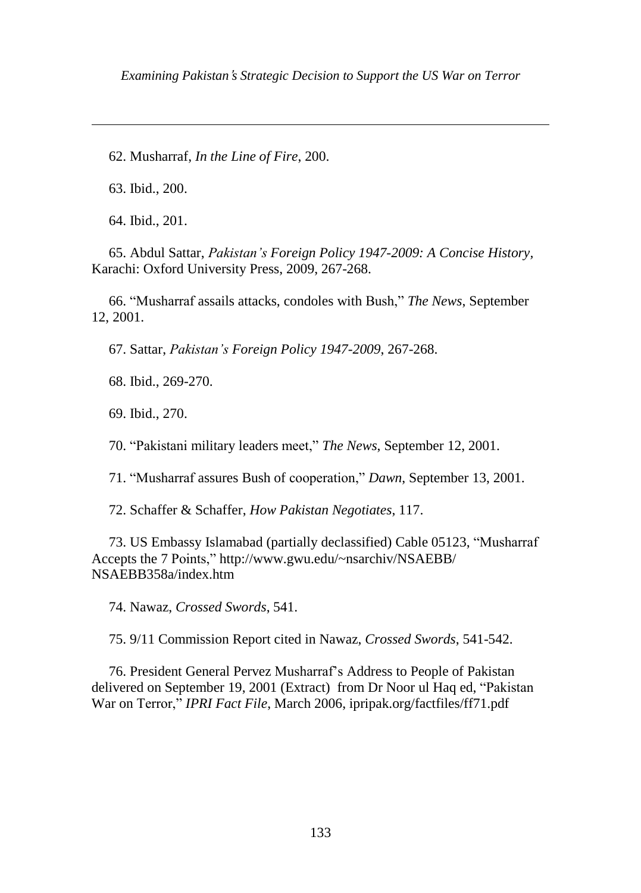62. Musharraf, *In the Line of Fire*, 200.

63. Ibid., 200.

64. Ibid., 201.

65. Abdul Sattar, *Pakistan's Foreign Policy 1947-2009: A Concise History*, Karachi: Oxford University Press, 2009, 267-268.

66. "Musharraf assails attacks, condoles with Bush," *The News*, September 12, 2001.

67. Sattar, *Pakistan's Foreign Policy 1947-2009*, 267-268.

68. Ibid., 269-270.

69. Ibid., 270.

70. "Pakistani military leaders meet," *The News*, September 12, 2001.

71. "Musharraf assures Bush of cooperation," *Dawn*, September 13, 2001.

72. Schaffer & Schaffer, *How Pakistan Negotiates*, 117.

73. US Embassy Islamabad (partially declassified) Cable 05123, "Musharraf Accepts the 7 Points," http://www.gwu.edu/~nsarchiv/NSAEBB/NSAEBB358a/index.htm

74. Nawaz, *Crossed Swords*, 541.

75. 9/11 Commission Report cited in Nawaz, *Crossed Swords*, 541-542.

76. President General Pervez Musharraf's Address to People of Pakistan delivered on September 19, 2001 (Extract) from Dr Noor ul Haq ed, "Pakistan War on Terror," *IPRI Fact File*, March 2006, ipripak.org/factfiles/ff71.pdf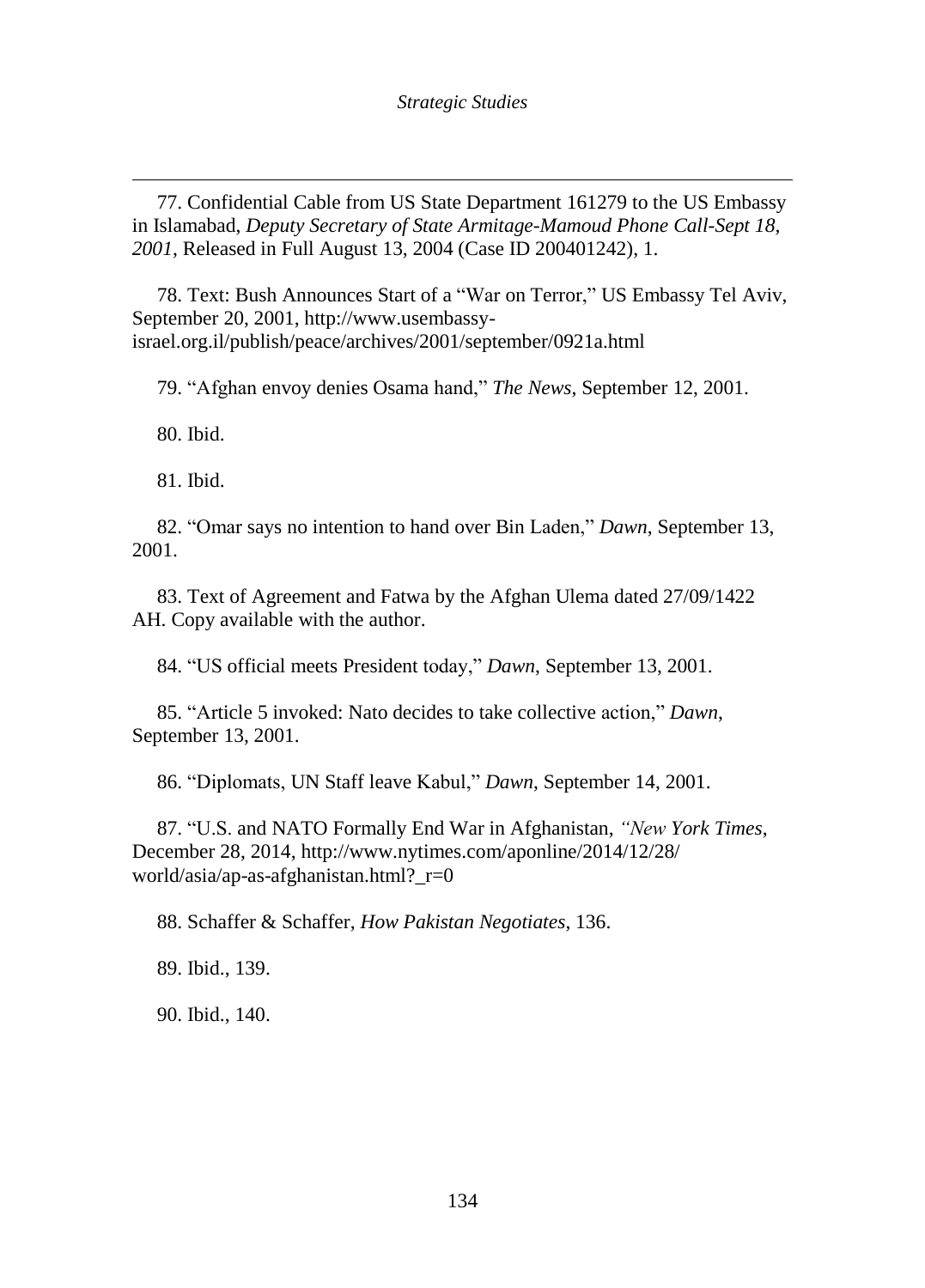77. Confidential Cable from US State Department 161279 to the US Embassy in Islamabad, *Deputy Secretary of State Armitage-Mamoud Phone Call-Sept 18, 2001*, Released in Full August 13, 2004 (Case ID 200401242), 1.

78. Text: Bush Announces Start of a "War on Terror," US Embassy Tel Aviv, September 20, 2001, http://www.usembassy-israel.org.il/publish/peace/archives/2001/september/0921a.html

79. "Afghan envoy denies Osama hand," *The News*, September 12, 2001.

80. Ibid.

81. Ibid.

82. "Omar says no intention to hand over Bin Laden," *Dawn*, September 13, 2001.

83. Text of Agreement and Fatwa by the Afghan Ulema dated 27/09/1422 AH. Copy available with the author.

84. "US official meets President today," *Dawn*, September 13, 2001.

85. "Article 5 invoked: Nato decides to take collective action," *Dawn*, September 13, 2001.

86. "Diplomats, UN Staff leave Kabul," *Dawn*, September 14, 2001.

87. "U.S. and NATO Formally End War in Afghanistan, *"New York Times*, December 28, 2014, http://www.nytimes.com/aponline/2014/12/28/world/asia/ap-as-afghanistan.html?_r=0

88. Schaffer & Schaffer, *How Pakistan Negotiates*, 136.

89. Ibid., 139.

90. Ibid., 140.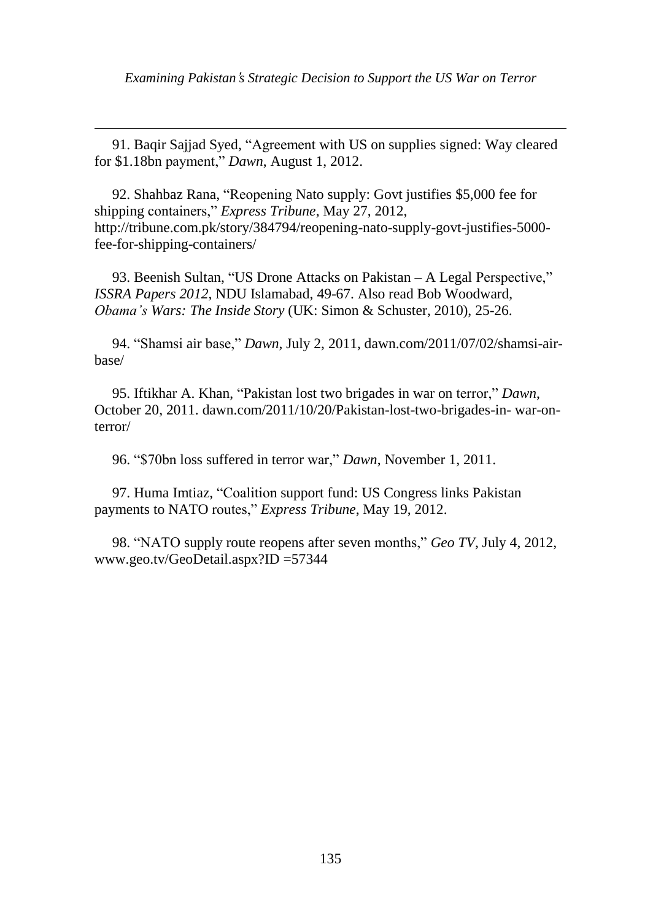91. Baqir Sajjad Syed, “Agreement with US on supplies signed: Way cleared for $1.18bn payment,” *Dawn*, August 1, 2012.

92. Shahbaz Rana, “Reopening Nato supply: Govt justifies $5,000 fee for shipping containers,” *Express Tribune*, May 27, 2012, http://tribune.com.pk/story/384794/reopening-nato-supply-govt-justifies-5000-fee-for-shipping-containers/

93. Beenish Sultan, “US Drone Attacks on Pakistan – A Legal Perspective,” *ISSRA Papers 2012*, NDU Islamabad, 49-67. Also read Bob Woodward, *Obama’s Wars: The Inside Story* (UK: Simon & Schuster, 2010), 25-26.

94. “Shamsi air base,” *Dawn*, July 2, 2011, dawn.com/2011/07/02/shamsi-air-base/

95. Iftikhar A. Khan, “Pakistan lost two brigades in war on terror,” *Dawn*, October 20, 2011. dawn.com/2011/10/20/Pakistan-lost-two-brigades-in- war-on-terror/

96. “$70bn loss suffered in terror war,” *Dawn*, November 1, 2011.

97. Huma Imtiaz, “Coalition support fund: US Congress links Pakistan payments to NATO routes,” *Express Tribune*, May 19, 2012.

98. “NATO supply route reopens after seven months,” *Geo TV*, July 4, 2012, www.geo.tv/GeoDetail.aspx?ID =57344